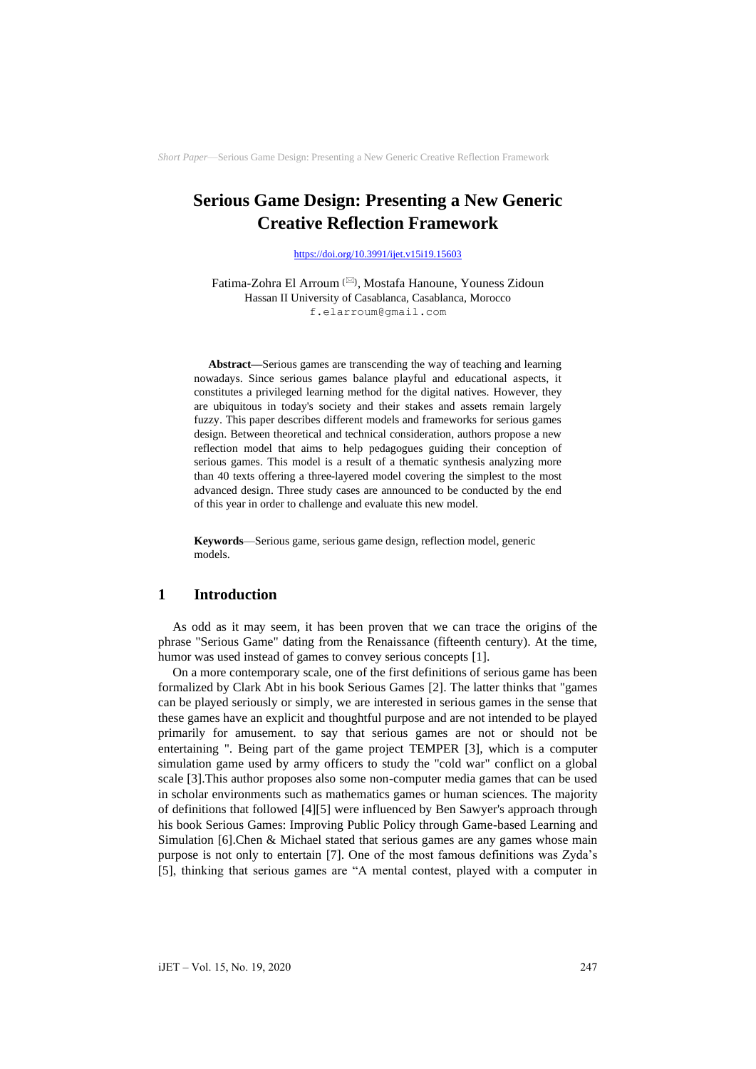# Serious Game Design: Presenting a New Generic Creative Reflection Framework

https://doi.org/10.3991/ijet.v15i19.15603

Fatima-Zohra El Arroum (✉), Mostafa Hanoune, Youness Zidoun
Hassan II University of Casablanca, Casablanca, Morocco
f.elarroum@gmail.com

**Abstract**—Serious games are transcending the way of teaching and learning nowadays. Since serious games balance playful and educational aspects, it constitutes a privileged learning method for the digital natives. However, they are ubiquitous in today's society and their stakes and assets remain largely fuzzy. This paper describes different models and frameworks for serious games design. Between theoretical and technical consideration, authors propose a new reflection model that aims to help pedagogues guiding their conception of serious games. This model is a result of a thematic synthesis analyzing more than 40 texts offering a three-layered model covering the simplest to the most advanced design. Three study cases are announced to be conducted by the end of this year in order to challenge and evaluate this new model.

**Keywords**—Serious game, serious game design, reflection model, generic models.

## 1 Introduction

As odd as it may seem, it has been proven that we can trace the origins of the phrase "Serious Game" dating from the Renaissance (fifteenth century). At the time, humor was used instead of games to convey serious concepts [1].

On a more contemporary scale, one of the first definitions of serious game has been formalized by Clark Abt in his book Serious Games [2]. The latter thinks that "games can be played seriously or simply, we are interested in serious games in the sense that these games have an explicit and thoughtful purpose and are not intended to be played primarily for amusement. to say that serious games are not or should not be entertaining ". Being part of the game project TEMPER [3], which is a computer simulation game used by army officers to study the "cold war" conflict on a global scale [3].This author proposes also some non-computer media games that can be used in scholar environments such as mathematics games or human sciences. The majority of definitions that followed [4][5] were influenced by Ben Sawyer's approach through his book Serious Games: Improving Public Policy through Game-based Learning and Simulation [6].Chen & Michael stated that serious games are any games whose main purpose is not only to entertain [7]. One of the most famous definitions was Zyda's [5], thinking that serious games are "A mental contest, played with a computer in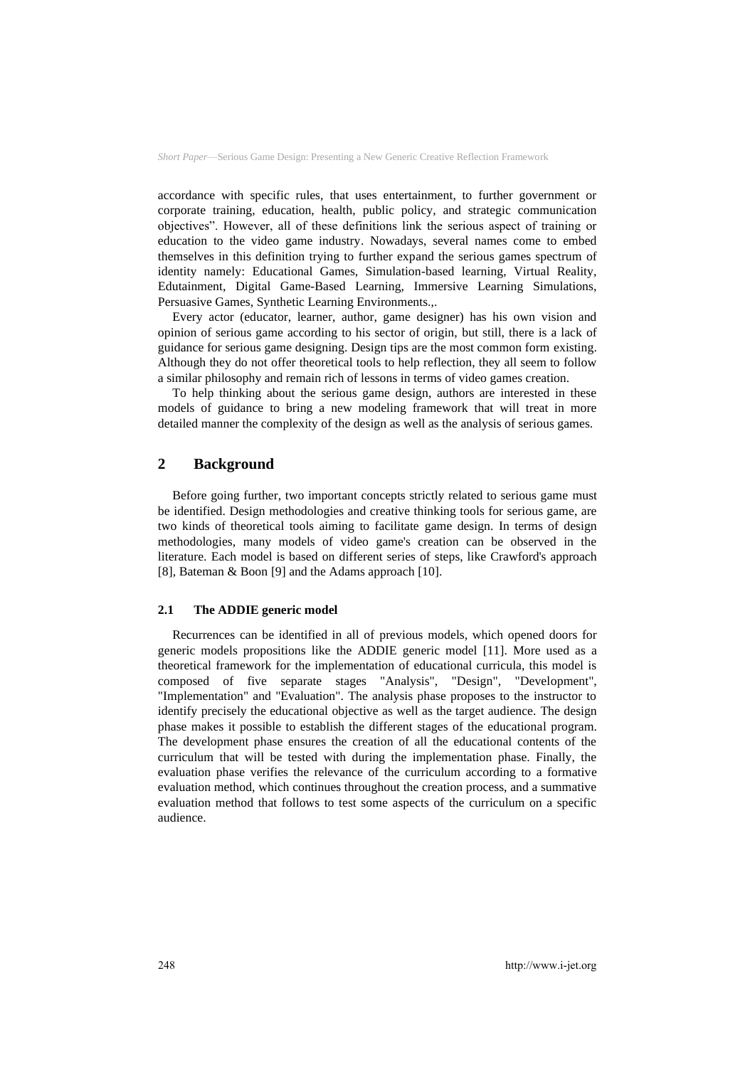accordance with specific rules, that uses entertainment, to further government or corporate training, education, health, public policy, and strategic communication objectives". However, all of these definitions link the serious aspect of training or education to the video game industry. Nowadays, several names come to embed themselves in this definition trying to further expand the serious games spectrum of identity namely: Educational Games, Simulation-based learning, Virtual Reality, Edutainment, Digital Game-Based Learning, Immersive Learning Simulations, Persuasive Games, Synthetic Learning Environments.,.

Every actor (educator, learner, author, game designer) has his own vision and opinion of serious game according to his sector of origin, but still, there is a lack of guidance for serious game designing. Design tips are the most common form existing. Although they do not offer theoretical tools to help reflection, they all seem to follow a similar philosophy and remain rich of lessons in terms of video games creation.

To help thinking about the serious game design, authors are interested in these models of guidance to bring a new modeling framework that will treat in more detailed manner the complexity of the design as well as the analysis of serious games.

## 2 Background

Before going further, two important concepts strictly related to serious game must be identified. Design methodologies and creative thinking tools for serious game, are two kinds of theoretical tools aiming to facilitate game design. In terms of design methodologies, many models of video game's creation can be observed in the literature. Each model is based on different series of steps, like Crawford's approach [8], Bateman & Boon [9] and the Adams approach [10].

### 2.1 The ADDIE generic model

Recurrences can be identified in all of previous models, which opened doors for generic models propositions like the ADDIE generic model [11]. More used as a theoretical framework for the implementation of educational curricula, this model is composed of five separate stages "Analysis", "Design", "Development", "Implementation" and "Evaluation". The analysis phase proposes to the instructor to identify precisely the educational objective as well as the target audience. The design phase makes it possible to establish the different stages of the educational program. The development phase ensures the creation of all the educational contents of the curriculum that will be tested with during the implementation phase. Finally, the evaluation phase verifies the relevance of the curriculum according to a formative evaluation method, which continues throughout the creation process, and a summative evaluation method that follows to test some aspects of the curriculum on a specific audience.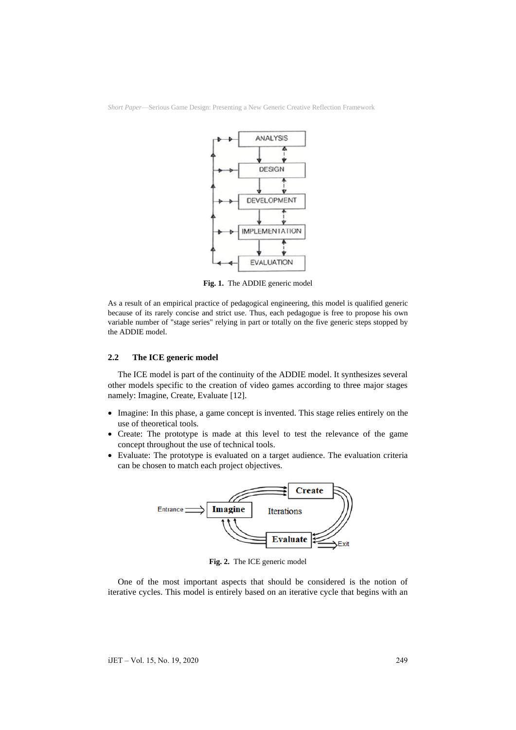Fig. 1. The ADDIE generic model

As a result of an empirical practice of pedagogical engineering, this model is qualified generic because of its rarely concise and strict use. Thus, each pedagogue is free to propose his own variable number of "stage series" relying in part or totally on the five generic steps stopped by the ADDIE model.

### 2.2 The ICE generic model

The ICE model is part of the continuity of the ADDIE model. It synthesizes several other models specific to the creation of video games according to three major stages namely: Imagine, Create, Evaluate [12].

- Imagine: In this phase, a game concept is invented. This stage relies entirely on the use of theoretical tools.
- Create: The prototype is made at this level to test the relevance of the game concept throughout the use of technical tools.
- Evaluate: The prototype is evaluated on a target audience. The evaluation criteria can be chosen to match each project objectives.

Fig. 2. The ICE generic model

One of the most important aspects that should be considered is the notion of iterative cycles. This model is entirely based on an iterative cycle that begins with an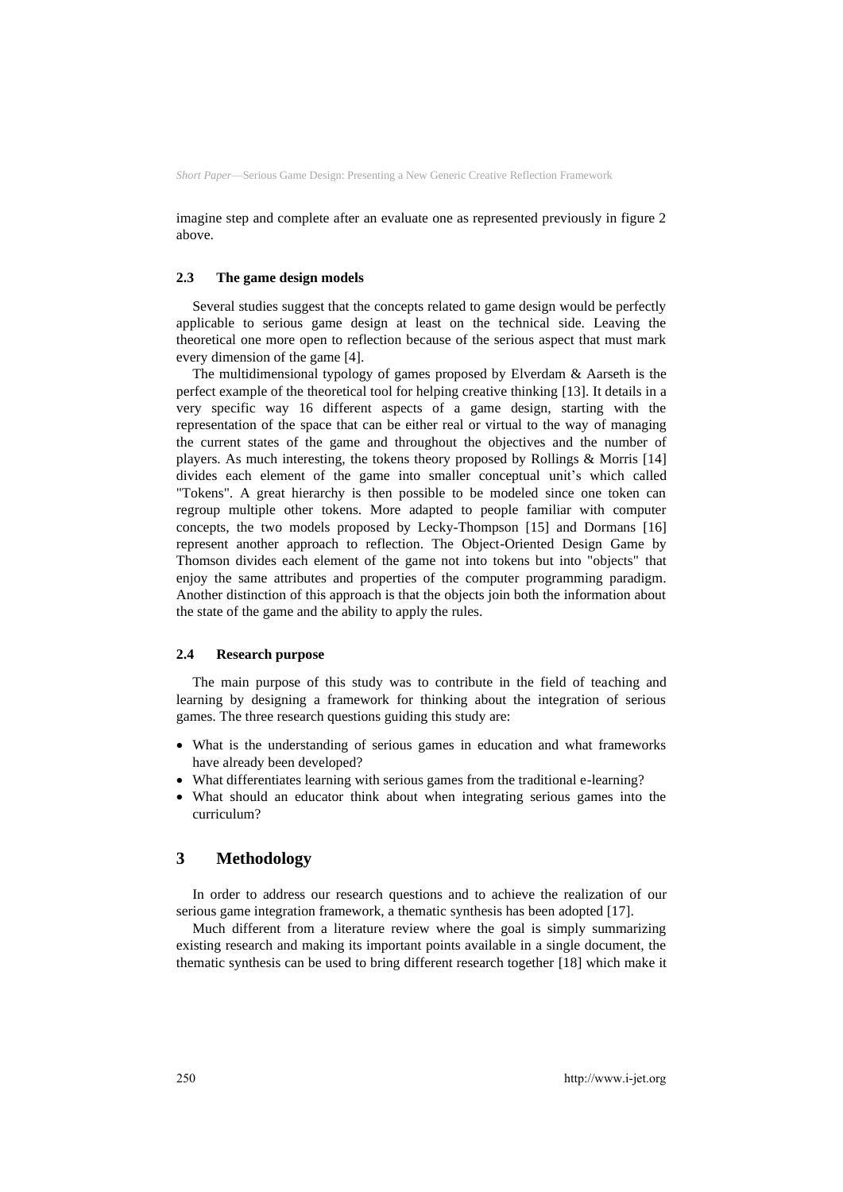imagine step and complete after an evaluate one as represented previously in figure 2 above.

### 2.3 The game design models

Several studies suggest that the concepts related to game design would be perfectly applicable to serious game design at least on the technical side. Leaving the theoretical one more open to reflection because of the serious aspect that must mark every dimension of the game [4].

The multidimensional typology of games proposed by Elverdam & Aarseth is the perfect example of the theoretical tool for helping creative thinking [13]. It details in a very specific way 16 different aspects of a game design, starting with the representation of the space that can be either real or virtual to the way of managing the current states of the game and throughout the objectives and the number of players. As much interesting, the tokens theory proposed by Rollings & Morris [14] divides each element of the game into smaller conceptual unit's which called "Tokens". A great hierarchy is then possible to be modeled since one token can regroup multiple other tokens. More adapted to people familiar with computer concepts, the two models proposed by Lecky-Thompson [15] and Dormans [16] represent another approach to reflection. The Object-Oriented Design Game by Thomson divides each element of the game not into tokens but into "objects" that enjoy the same attributes and properties of the computer programming paradigm. Another distinction of this approach is that the objects join both the information about the state of the game and the ability to apply the rules.

### 2.4 Research purpose

The main purpose of this study was to contribute in the field of teaching and learning by designing a framework for thinking about the integration of serious games. The three research questions guiding this study are:

- What is the understanding of serious games in education and what frameworks have already been developed?
- What differentiates learning with serious games from the traditional e-learning?
- What should an educator think about when integrating serious games into the curriculum?

## 3 Methodology

In order to address our research questions and to achieve the realization of our serious game integration framework, a thematic synthesis has been adopted [17].

Much different from a literature review where the goal is simply summarizing existing research and making its important points available in a single document, the thematic synthesis can be used to bring different research together [18] which make it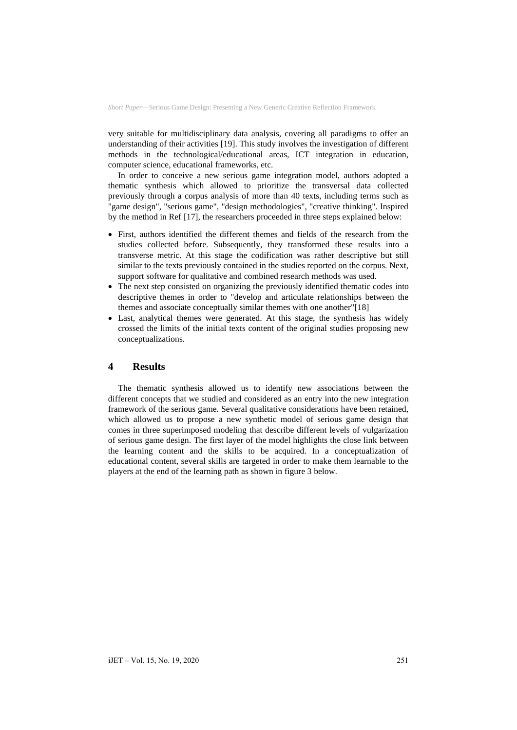very suitable for multidisciplinary data analysis, covering all paradigms to offer an understanding of their activities [19]. This study involves the investigation of different methods in the technological/educational areas, ICT integration in education, computer science, educational frameworks, etc.

In order to conceive a new serious game integration model, authors adopted a thematic synthesis which allowed to prioritize the transversal data collected previously through a corpus analysis of more than 40 texts, including terms such as "game design", "serious game", "design methodologies", "creative thinking". Inspired by the method in Ref [17], the researchers proceeded in three steps explained below:

- First, authors identified the different themes and fields of the research from the studies collected before. Subsequently, they transformed these results into a transverse metric. At this stage the codification was rather descriptive but still similar to the texts previously contained in the studies reported on the corpus. Next, support software for qualitative and combined research methods was used.
- The next step consisted on organizing the previously identified thematic codes into descriptive themes in order to "develop and articulate relationships between the themes and associate conceptually similar themes with one another"[18]
- Last, analytical themes were generated. At this stage, the synthesis has widely crossed the limits of the initial texts content of the original studies proposing new conceptualizations.

## 4 Results

The thematic synthesis allowed us to identify new associations between the different concepts that we studied and considered as an entry into the new integration framework of the serious game. Several qualitative considerations have been retained, which allowed us to propose a new synthetic model of serious game design that comes in three superimposed modeling that describe different levels of vulgarization of serious game design. The first layer of the model highlights the close link between the learning content and the skills to be acquired. In a conceptualization of educational content, several skills are targeted in order to make them learnable to the players at the end of the learning path as shown in figure 3 below.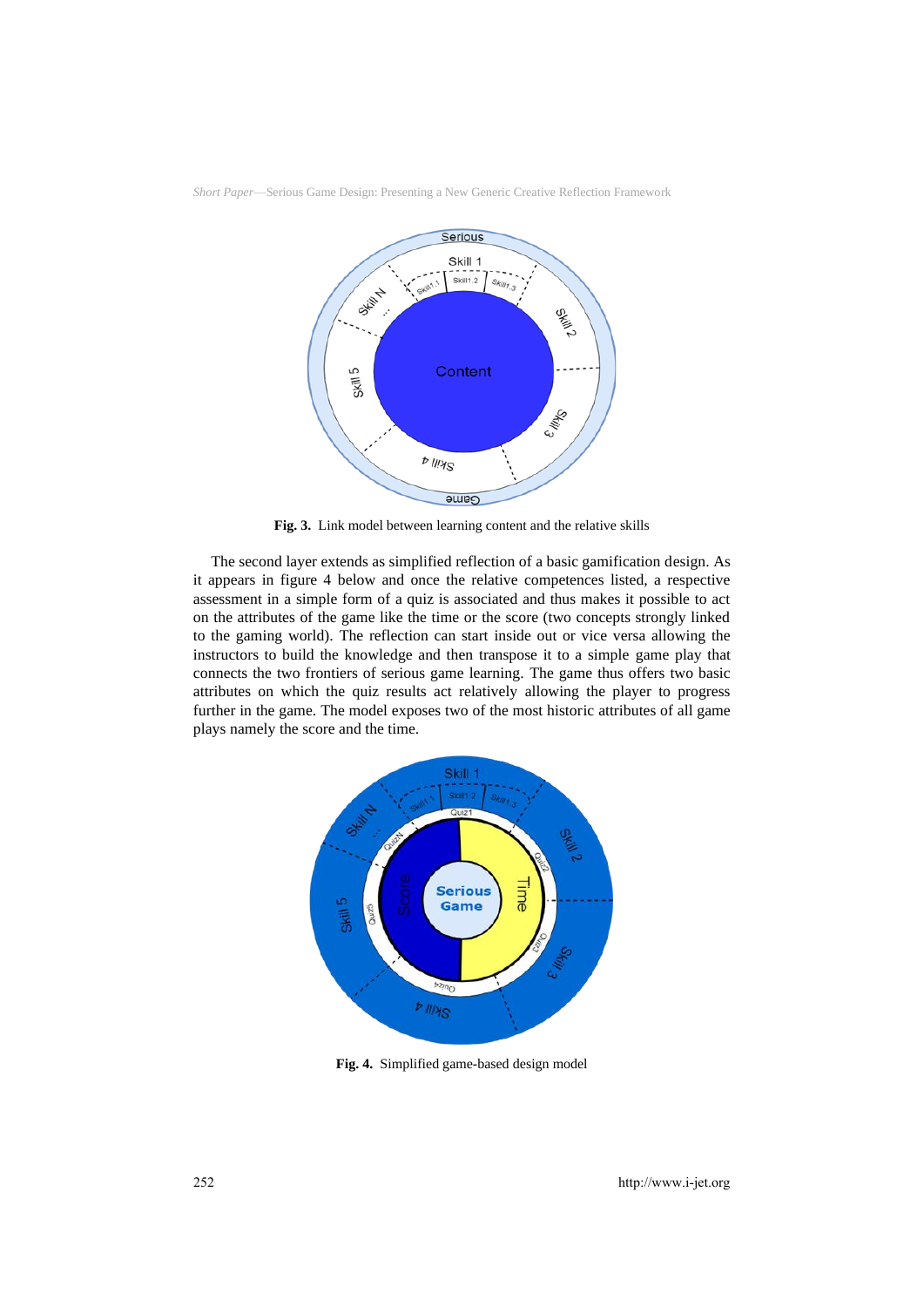**Fig. 3.** Link model between learning content and the relative skills

The second layer extends as simplified reflection of a basic gamification design. As it appears in figure 4 below and once the relative competences listed, a respective assessment in a simple form of a quiz is associated and thus makes it possible to act on the attributes of the game like the time or the score (two concepts strongly linked to the gaming world). The reflection can start inside out or vice versa allowing the instructors to build the knowledge and then transpose it to a simple game play that connects the two frontiers of serious game learning. The game thus offers two basic attributes on which the quiz results act relatively allowing the player to progress further in the game. The model exposes two of the most historic attributes of all game plays namely the score and the time.

**Fig. 4.** Simplified game-based design model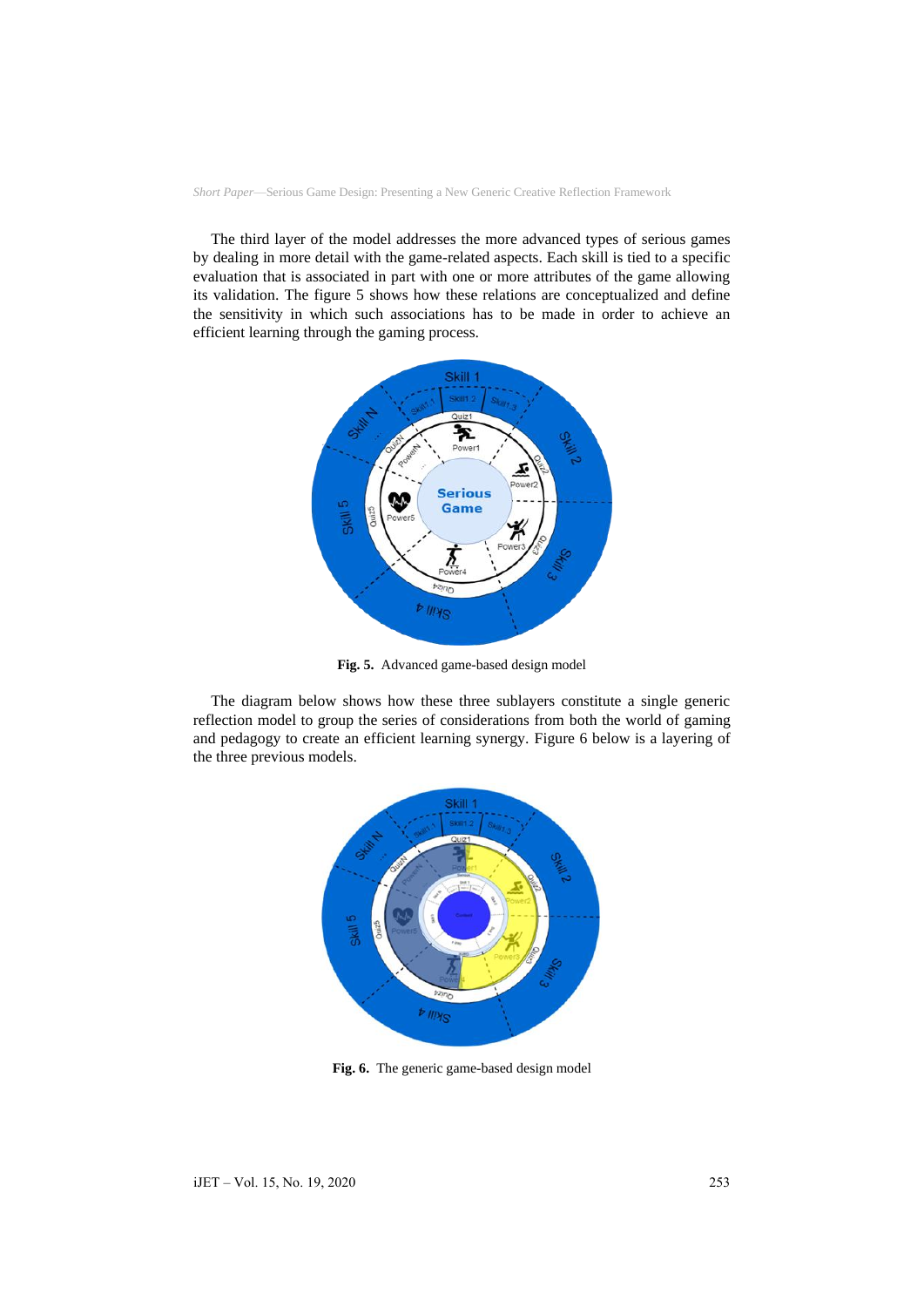The third layer of the model addresses the more advanced types of serious games by dealing in more detail with the game-related aspects. Each skill is tied to a specific evaluation that is associated in part with one or more attributes of the game allowing its validation. The figure 5 shows how these relations are conceptualized and define the sensitivity in which such associations has to be made in order to achieve an efficient learning through the gaming process.

**Fig. 5.** Advanced game-based design model

The diagram below shows how these three sublayers constitute a single generic reflection model to group the series of considerations from both the world of gaming and pedagogy to create an efficient learning synergy. Figure 6 below is a layering of the three previous models.

**Fig. 6.** The generic game-based design model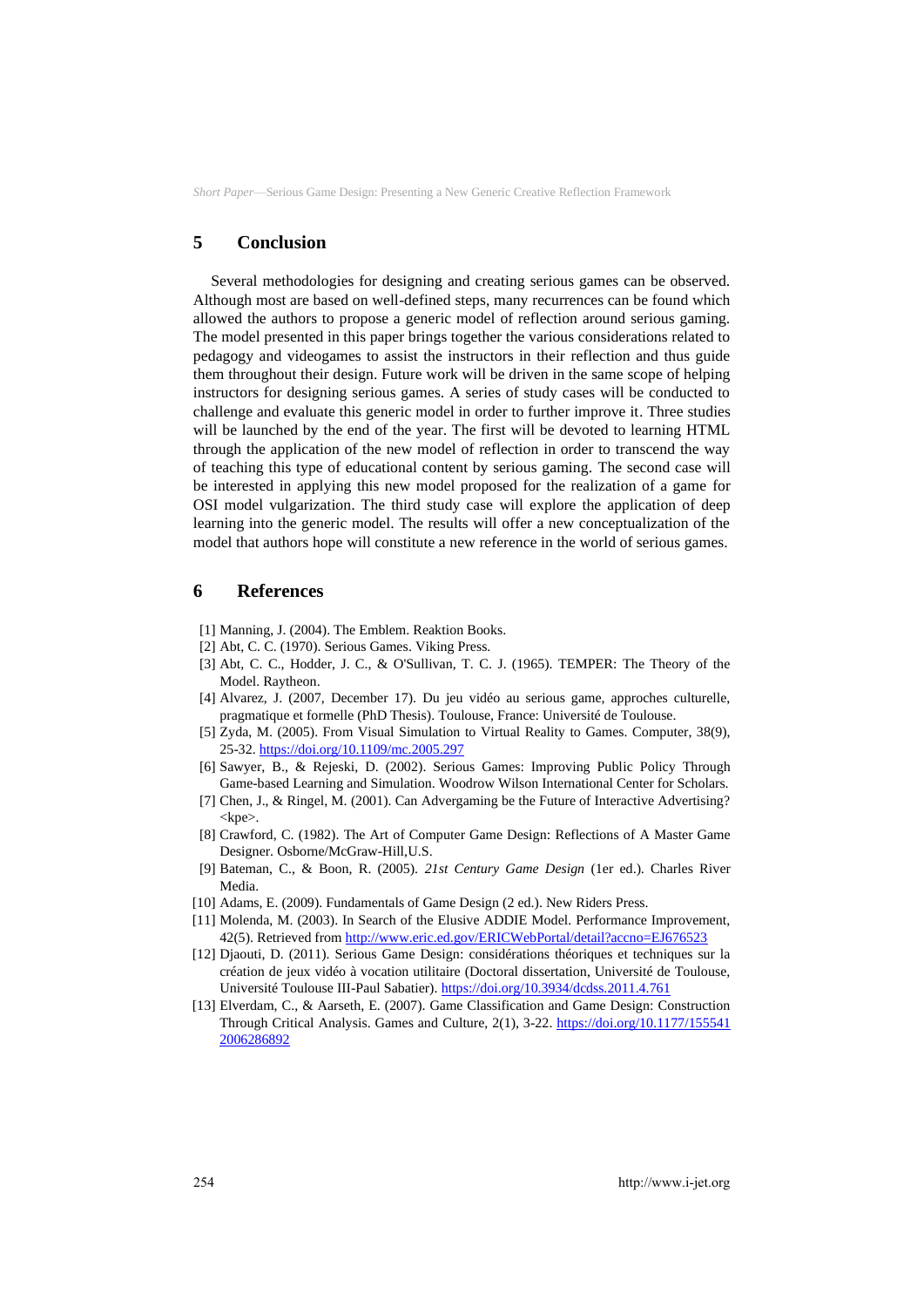## 5 Conclusion

Several methodologies for designing and creating serious games can be observed. Although most are based on well-defined steps, many recurrences can be found which allowed the authors to propose a generic model of reflection around serious gaming. The model presented in this paper brings together the various considerations related to pedagogy and videogames to assist the instructors in their reflection and thus guide them throughout their design. Future work will be driven in the same scope of helping instructors for designing serious games. A series of study cases will be conducted to challenge and evaluate this generic model in order to further improve it. Three studies will be launched by the end of the year. The first will be devoted to learning HTML through the application of the new model of reflection in order to transcend the way of teaching this type of educational content by serious gaming. The second case will be interested in applying this new model proposed for the realization of a game for OSI model vulgarization. The third study case will explore the application of deep learning into the generic model. The results will offer a new conceptualization of the model that authors hope will constitute a new reference in the world of serious games.

## 6 References

[1] Manning, J. (2004). The Emblem. Reaktion Books.

[2] Abt, C. C. (1970). Serious Games. Viking Press.

[3] Abt, C. C., Hodder, J. C., & O'Sullivan, T. C. J. (1965). TEMPER: The Theory of the Model. Raytheon.

[4] Alvarez, J. (2007, December 17). Du jeu vidéo au serious game, approches culturelle, pragmatique et formelle (PhD Thesis). Toulouse, France: Université de Toulouse.

[5] Zyda, M. (2005). From Visual Simulation to Virtual Reality to Games. Computer, 38(9), 25-32. https://doi.org/10.1109/mc.2005.297

[6] Sawyer, B., & Rejeski, D. (2002). Serious Games: Improving Public Policy Through Game-based Learning and Simulation. Woodrow Wilson International Center for Scholars.

[7] Chen, J., & Ringel, M. (2001). Can Advergaming be the Future of Interactive Advertising? <kpe>.

[8] Crawford, C. (1982). The Art of Computer Game Design: Reflections of A Master Game Designer. Osborne/McGraw-Hill,U.S.

[9] Bateman, C., & Boon, R. (2005). *21st Century Game Design* (1er ed.). Charles River Media.

[10] Adams, E. (2009). Fundamentals of Game Design (2 ed.). New Riders Press.

[11] Molenda, M. (2003). In Search of the Elusive ADDIE Model. Performance Improvement, 42(5). Retrieved from http://www.eric.ed.gov/ERICWebPortal/detail?accno=EJ676523

[12] Djaouti, D. (2011). Serious Game Design: considérations théoriques et techniques sur la création de jeux vidéo à vocation utilitaire (Doctoral dissertation, Université de Toulouse, Université Toulouse III-Paul Sabatier). https://doi.org/10.3934/dcdss.2011.4.761

[13] Elverdam, C., & Aarseth, E. (2007). Game Classification and Game Design: Construction Through Critical Analysis. Games and Culture, 2(1), 3-22. https://doi.org/10.1177/1555412006286892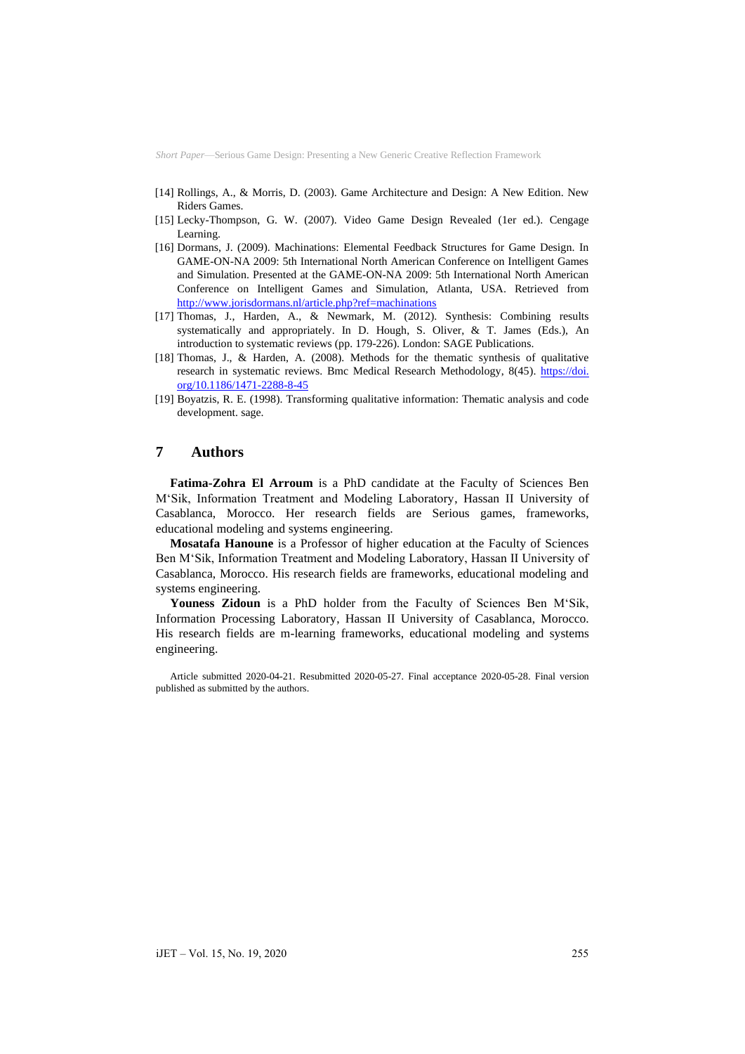[14] Rollings, A., & Morris, D. (2003). Game Architecture and Design: A New Edition. New Riders Games.

[15] Lecky-Thompson, G. W. (2007). Video Game Design Revealed (1er ed.). Cengage Learning.

[16] Dormans, J. (2009). Machinations: Elemental Feedback Structures for Game Design. In GAME-ON-NA 2009: 5th International North American Conference on Intelligent Games and Simulation. Presented at the GAME-ON-NA 2009: 5th International North American Conference on Intelligent Games and Simulation, Atlanta, USA. Retrieved from http://www.jorisdormans.nl/article.php?ref=machinations

[17] Thomas, J., Harden, A., & Newmark, M. (2012). Synthesis: Combining results systematically and appropriately. In D. Hough, S. Oliver, & T. James (Eds.), An introduction to systematic reviews (pp. 179-226). London: SAGE Publications.

[18] Thomas, J., & Harden, A. (2008). Methods for the thematic synthesis of qualitative research in systematic reviews. Bmc Medical Research Methodology, 8(45). https://doi.org/10.1186/1471-2288-8-45

[19] Boyatzis, R. E. (1998). Transforming qualitative information: Thematic analysis and code development. sage.

## 7 Authors

**Fatima-Zohra El Arroum** is a PhD candidate at the Faculty of Sciences Ben M'Sik, Information Treatment and Modeling Laboratory, Hassan II University of Casablanca, Morocco. Her research fields are Serious games, frameworks, educational modeling and systems engineering.

**Mosatafa Hanoune** is a Professor of higher education at the Faculty of Sciences Ben M'Sik, Information Treatment and Modeling Laboratory, Hassan II University of Casablanca, Morocco. His research fields are frameworks, educational modeling and systems engineering.

**Youness Zidoun** is a PhD holder from the Faculty of Sciences Ben M'Sik, Information Processing Laboratory, Hassan II University of Casablanca, Morocco. His research fields are m-learning frameworks, educational modeling and systems engineering.

Article submitted 2020-04-21. Resubmitted 2020-05-27. Final acceptance 2020-05-28. Final version published as submitted by the authors.